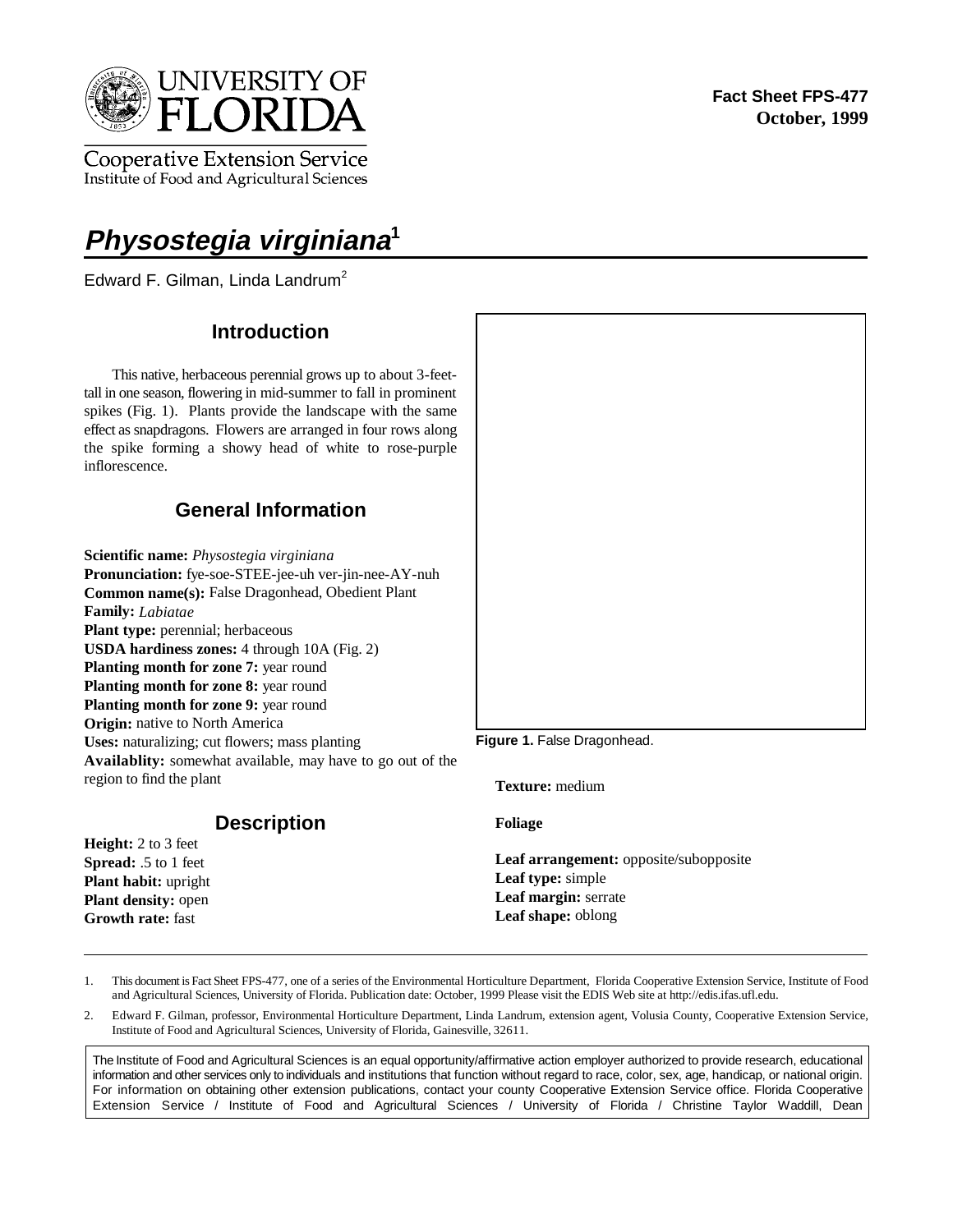Fact Sheet FPS-477
October, 1999

# *Physosostegia virginiana*[1]

Edward F. Gilman, Linda Landrum[2]

## Introduction

This native, herbaceous perennial grows up to about 3-feet-tall in one season, flowering in mid-summer to fall in prominent spikes (Fig. 1). Plants provide the landscape with the same effect as snapdragons. Flowers are arranged in four rows along the spike forming a showy head of white to rose-purple inflorescence.

## General Information

**Scientific name:** *Physostegia virginiana*
**Pronunciation:** fye-soe-STEE-jee-uh ver-jin-nee-AY-nuh
**Common name(s):** False Dragonhead, Obedient Plant
**Family:** *Labiatae*
**Plant type:** perennial; herbaceous
**USDA hardiness zones:** 4 through 10A (Fig. 2)
**Planting month for zone 7:** year round
**Planting month for zone 8:** year round
**Planting month for zone 9:** year round
**Origin:** native to North America
**Uses:** naturalizing; cut flowers; mass planting
**Availablity:** somewhat available, may have to go out of the region to find the plant

Figure 1. False Dragonhead.

## Description

**Height:** 2 to 3 feet
**Spread:** .5 to 1 feet
**Plant habit:** upright
**Plant density:** open
**Growth rate:** fast
**Texture:** medium

### Foliage

**Leaf arrangement:** opposite/subopposite
**Leaf type:** simple
**Leaf margin:** serrate
**Leaf shape:** oblong

---

1. This document is Fact Sheet FPS-477, one of a series of the Environmental Horticulture Department, Florida Cooperative Extension Service, Institute of Food and Agricultural Sciences, University of Florida. Publication date: October, 1999 Please visit the EDIS Web site at http://edis.ifas.ufl.edu.
2. Edward F. Gilman, professor, Environmental Horticulture Department, Linda Landrum, extension agent, Volusia County, Cooperative Extension Service, Institute of Food and Agricultural Sciences, University of Florida, Gainesville, 32611.

The Institute of Food and Agricultural Sciences is an equal opportunity/affirmative action employer authorized to provide research, educational information and other services only to individuals and institutions that function without regard to race, color, sex, age, handicap, or national origin. For information on obtaining other extension publications, contact your county Cooperative Extension Service office. Florida Cooperative Extension Service / Institute of Food and Agricultural Sciences / University of Florida / Christine Taylor Waddill, Dean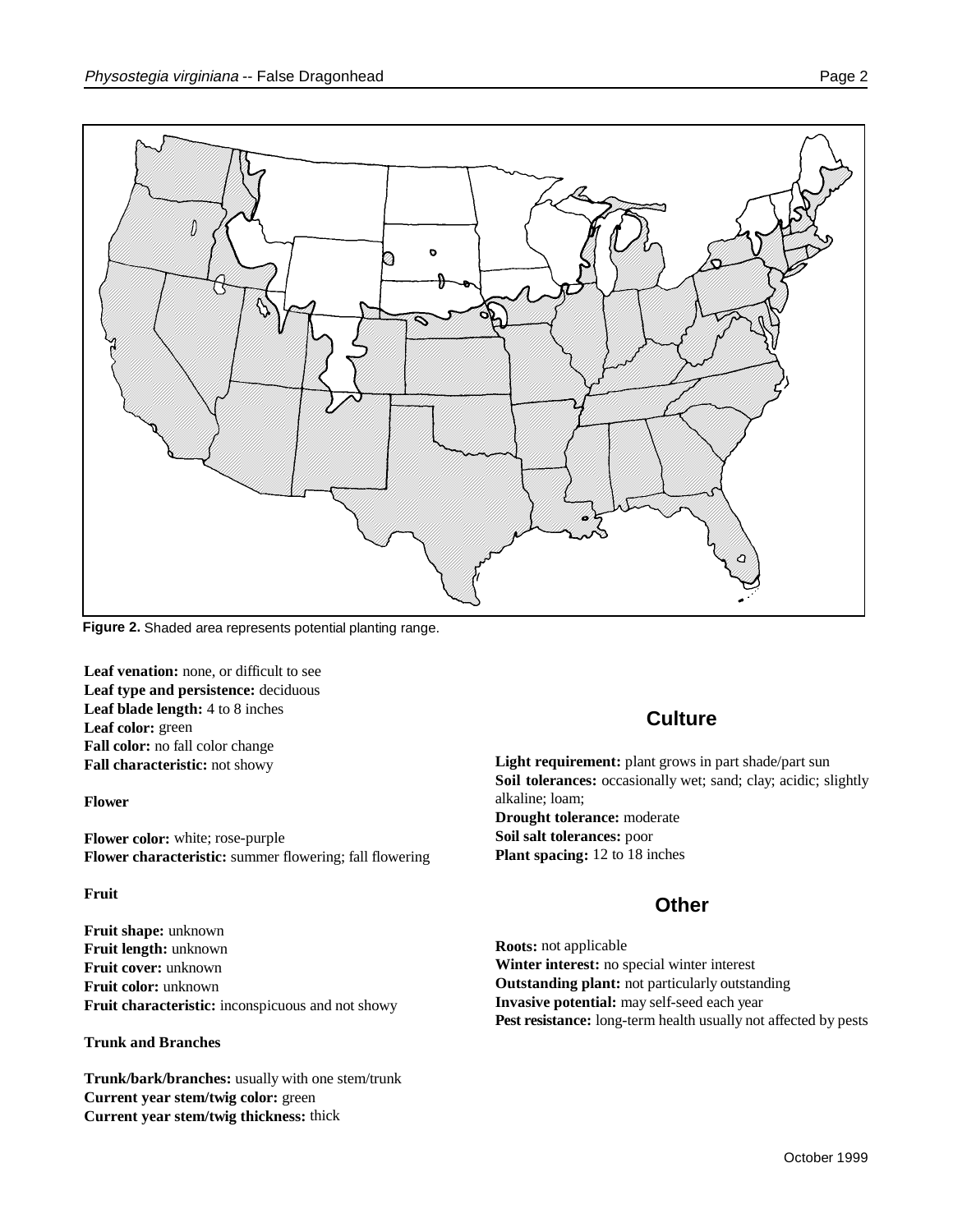Figure 2. Shaded area represents potential planting range.

**Leaf venation:** none, or difficult to see
**Leaf type and persistence:** deciduous
**Leaf blade length:** 4 to 8 inches
**Leaf color:** green
**Fall color:** no fall color change
**Fall characteristic:** not showy

**Flower**

**Flower color:** white; rose-purple
**Flower characteristic:** summer flowering; fall flowering

**Fruit**

**Fruit shape:** unknown
**Fruit length:** unknown
**Fruit cover:** unknown
**Fruit color:** unknown
**Fruit characteristic:** inconspicuous and not showy

**Trunk and Branches**

**Trunk/bark/branches:** usually with one stem/trunk
**Current year stem/twig color:** green
**Current year stem/twig thickness:** thick

## Culture

**Light requirement:** plant grows in part shade/part sun
**Soil tolerances:** occasionally wet; sand; clay; acidic; slightly alkaline; loam;
**Drought tolerance:** moderate
**Soil salt tolerances:** poor
**Plant spacing:** 12 to 18 inches

## Other

**Roots:** not applicable
**Winter interest:** no special winter interest
**Outstanding plant:** not particularly outstanding
**Invasive potential:** may self-seed each year
**Pest resistance:** long-term health usually not affected by pests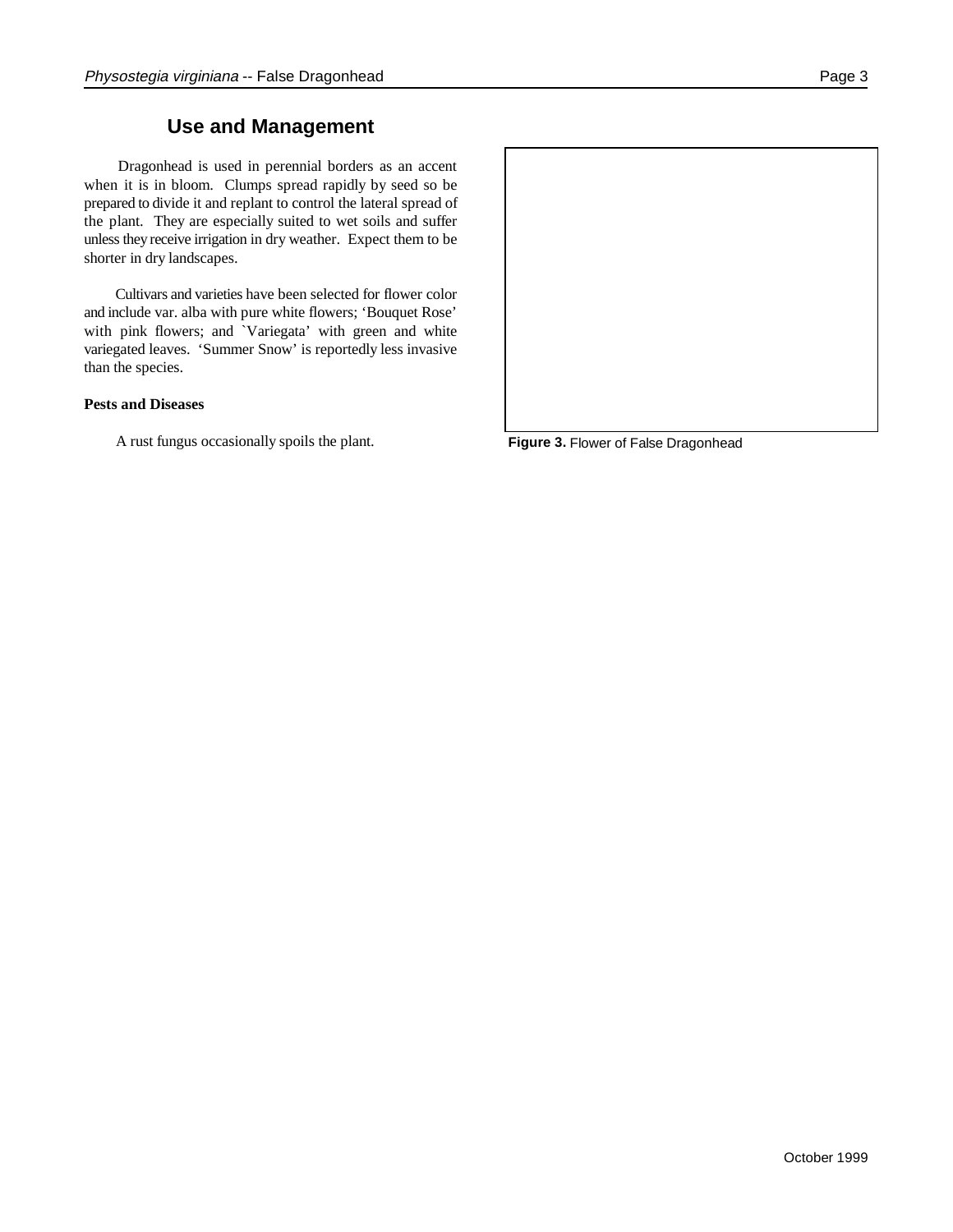## Use and Management

Dragonhead is used in perennial borders as an accent when it is in bloom. Clumps spread rapidly by seed so be prepared to divide it and replant to control the lateral spread of the plant. They are especially suited to wet soils and suffer unless they receive irrigation in dry weather. Expect them to be shorter in dry landscapes.

Cultivars and varieties have been selected for flower color and include var. alba with pure white flowers; 'Bouquet Rose' with pink flowers; and `Variegata' with green and white variegated leaves. 'Summer Snow' is reportedly less invasive than the species.

**Pests and Diseases**

A rust fungus occasionally spoils the plant.

**Figure 3.** Flower of False Dragonhead